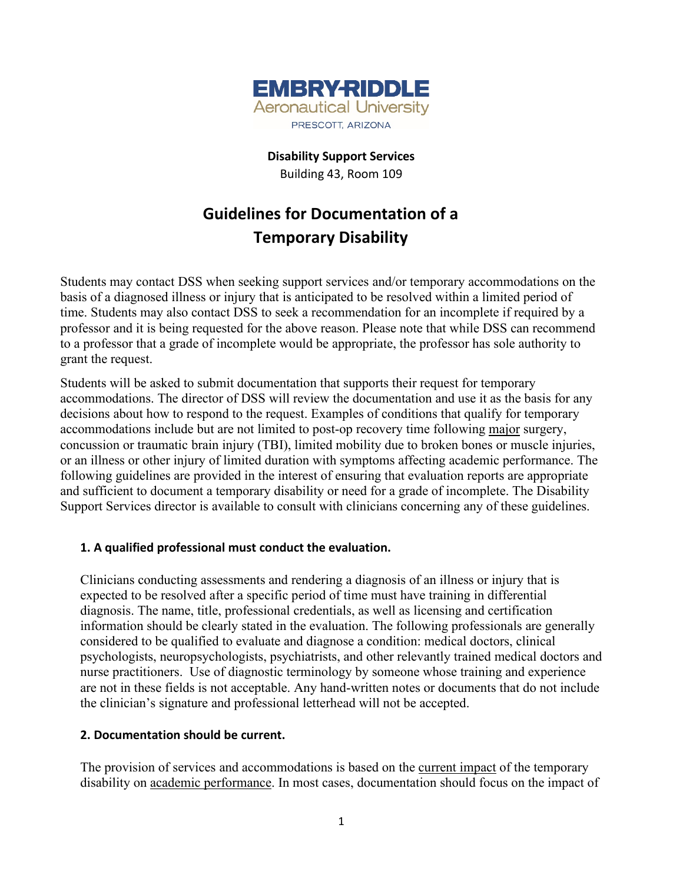EMBRY-RIDDLE
Aeronautical University
PRESCOTT, ARIZONA

**Disability Support Services**
Building 43, Room 109

# Guidelines for Documentation of a Temporary Disability

Students may contact DSS when seeking support services and/or temporary accommodations on the basis of a diagnosed illness or injury that is anticipated to be resolved within a limited period of time. Students may also contact DSS to seek a recommendation for an incomplete if required by a professor and it is being requested for the above reason. Please note that while DSS can recommend to a professor that a grade of incomplete would be appropriate, the professor has sole authority to grant the request.

Students will be asked to submit documentation that supports their request for temporary accommodations. The director of DSS will review the documentation and use it as the basis for any decisions about how to respond to the request. Examples of conditions that qualify for temporary accommodations include but are not limited to post-op recovery time following <u>major</u> surgery, concussion or traumatic brain injury (TBI), limited mobility due to broken bones or muscle injuries, or an illness or other injury of limited duration with symptoms affecting academic performance. The following guidelines are provided in the interest of ensuring that evaluation reports are appropriate and sufficient to document a temporary disability or need for a grade of incomplete. The Disability Support Services director is available to consult with clinicians concerning any of these guidelines.

### 1. A qualified professional must conduct the evaluation.

Clinicians conducting assessments and rendering a diagnosis of an illness or injury that is expected to be resolved after a specific period of time must have training in differential diagnosis. The name, title, professional credentials, as well as licensing and certification information should be clearly stated in the evaluation. The following professionals are generally considered to be qualified to evaluate and diagnose a condition: medical doctors, clinical psychologists, neuropsychologists, psychiatrists, and other relevantly trained medical doctors and nurse practitioners. Use of diagnostic terminology by someone whose training and experience are not in these fields is not acceptable. Any hand-written notes or documents that do not include the clinician's signature and professional letterhead will not be accepted.

### 2. Documentation should be current.

The provision of services and accommodations is based on the <u>current impact</u> of the temporary disability on <u>academic performance</u>. In most cases, documentation should focus on the impact of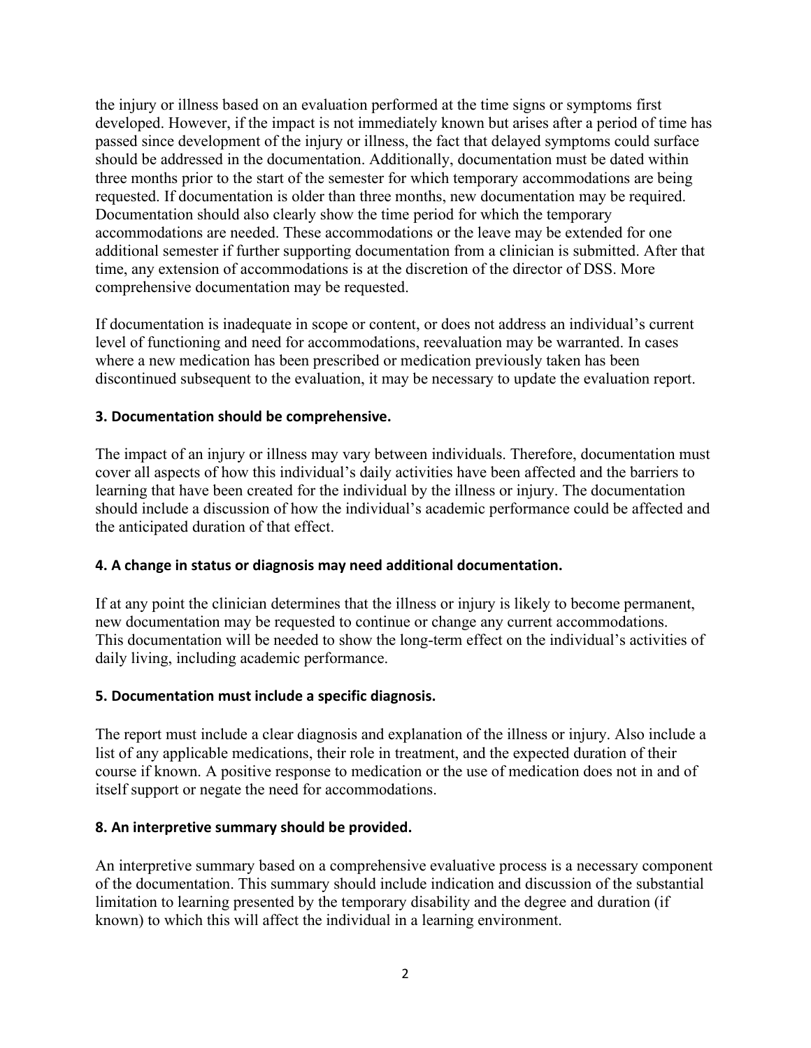the injury or illness based on an evaluation performed at the time signs or symptoms first developed. However, if the impact is not immediately known but arises after a period of time has passed since development of the injury or illness, the fact that delayed symptoms could surface should be addressed in the documentation. Additionally, documentation must be dated within three months prior to the start of the semester for which temporary accommodations are being requested. If documentation is older than three months, new documentation may be required. Documentation should also clearly show the time period for which the temporary accommodations are needed. These accommodations or the leave may be extended for one additional semester if further supporting documentation from a clinician is submitted. After that time, any extension of accommodations is at the discretion of the director of DSS. More comprehensive documentation may be requested.

If documentation is inadequate in scope or content, or does not address an individual's current level of functioning and need for accommodations, reevaluation may be warranted. In cases where a new medication has been prescribed or medication previously taken has been discontinued subsequent to the evaluation, it may be necessary to update the evaluation report.

**3. Documentation should be comprehensive.**

The impact of an injury or illness may vary between individuals. Therefore, documentation must cover all aspects of how this individual's daily activities have been affected and the barriers to learning that have been created for the individual by the illness or injury. The documentation should include a discussion of how the individual's academic performance could be affected and the anticipated duration of that effect.

**4. A change in status or diagnosis may need additional documentation.**

If at any point the clinician determines that the illness or injury is likely to become permanent, new documentation may be requested to continue or change any current accommodations. This documentation will be needed to show the long-term effect on the individual's activities of daily living, including academic performance.

**5. Documentation must include a specific diagnosis.**

The report must include a clear diagnosis and explanation of the illness or injury. Also include a list of any applicable medications, their role in treatment, and the expected duration of their course if known. A positive response to medication or the use of medication does not in and of itself support or negate the need for accommodations.

**8. An interpretive summary should be provided.**

An interpretive summary based on a comprehensive evaluative process is a necessary component of the documentation. This summary should include indication and discussion of the substantial limitation to learning presented by the temporary disability and the degree and duration (if known) to which this will affect the individual in a learning environment.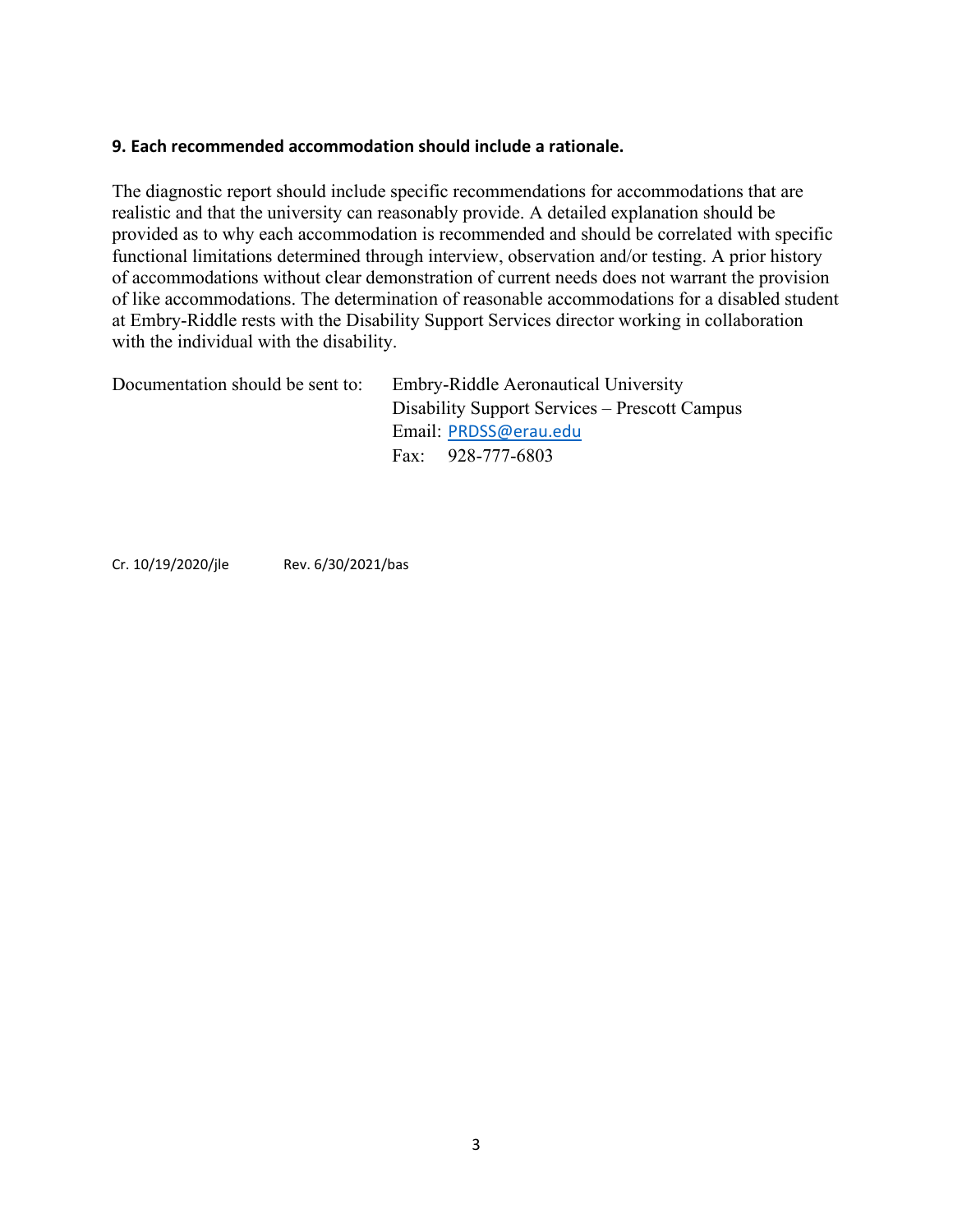**9. Each recommended accommodation should include a rationale.**

The diagnostic report should include specific recommendations for accommodations that are realistic and that the university can reasonably provide. A detailed explanation should be provided as to why each accommodation is recommended and should be correlated with specific functional limitations determined through interview, observation and/or testing. A prior history of accommodations without clear demonstration of current needs does not warrant the provision of like accommodations. The determination of reasonable accommodations for a disabled student at Embry-Riddle rests with the Disability Support Services director working in collaboration with the individual with the disability.

Documentation should be sent to:

Embry-Riddle Aeronautical University
Disability Support Services – Prescott Campus
Email: PRDSS@erau.edu
Fax: 928-777-6803

Cr. 10/19/2020/jle Rev. 6/30/2021/bas